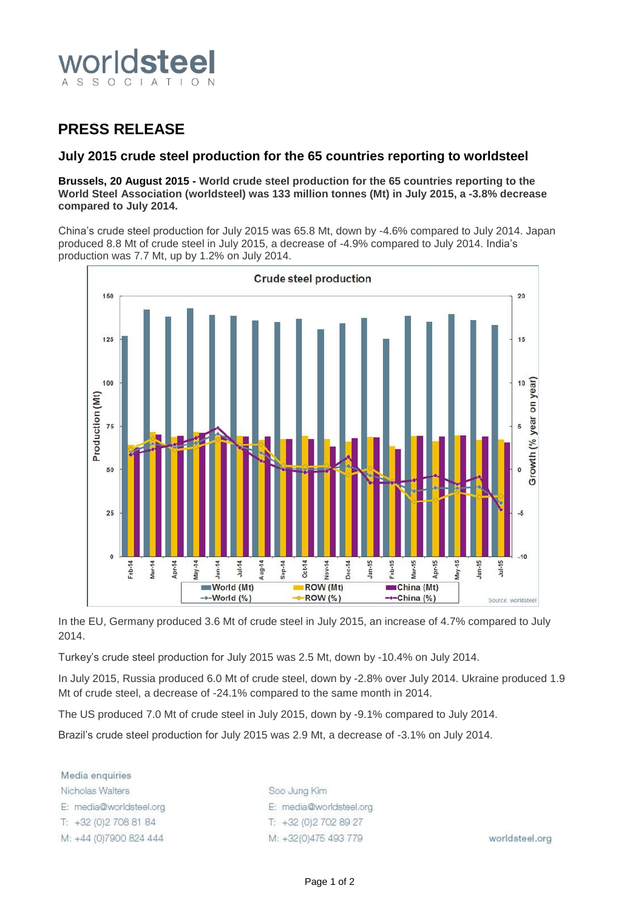worldsteel ASSOCIATION

# PRESS RELEASE

## July 2015 crude steel production for the 65 countries reporting to worldsteel

**Brussels, 20 August 2015 - World crude steel production for the 65 countries reporting to the World Steel Association (worldsteel) was 133 million tonnes (Mt) in July 2015, a -3.8% decrease compared to July 2014.**

China's crude steel production for July 2015 was 65.8 Mt, down by -4.6% compared to July 2014. Japan produced 8.8 Mt of crude steel in July 2015, a decrease of -4.9% compared to July 2014. India's production was 7.7 Mt, up by 1.2% on July 2014.

Crude steel production

Source: worldsteel

In the EU, Germany produced 3.6 Mt of crude steel in July 2015, an increase of 4.7% compared to July 2014.

Turkey's crude steel production for July 2015 was 2.5 Mt, down by -10.4% on July 2014.

In July 2015, Russia produced 6.0 Mt of crude steel, down by -2.8% over July 2014. Ukraine produced 1.9 Mt of crude steel, a decrease of -24.1% compared to the same month in 2014.

The US produced 7.0 Mt of crude steel in July 2015, down by -9.1% compared to July 2014.

Brazil's crude steel production for July 2015 was 2.9 Mt, a decrease of -3.1% on July 2014.

Media enquiries

Nicholas Walters
E: media@worldsteel.org
T: +32 (0)2 708 81 84
M: +44 (0)7900 824 444

Soo Jung Kim
E: media@worldsteel.org
T: +32 (0)2 702 89 27
M: +32(0)475 493 779

worldsteel.org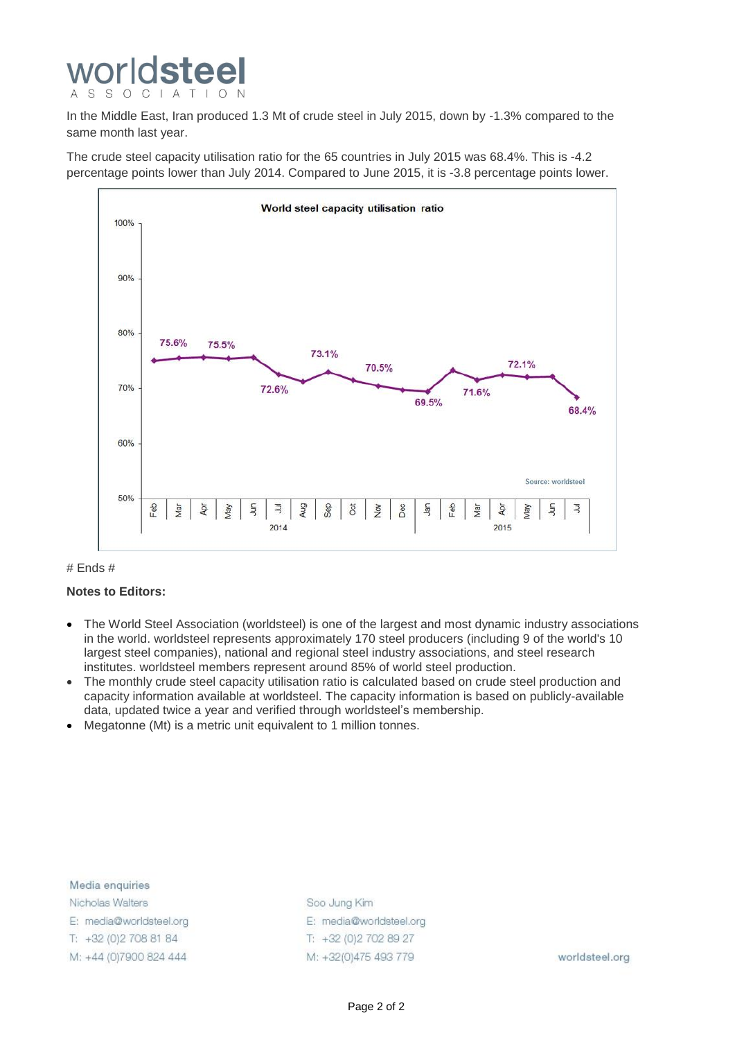worldsteel
ASSOCIATION

In the Middle East, Iran produced 1.3 Mt of crude steel in July 2015, down by -1.3% compared to the same month last year.

The crude steel capacity utilisation ratio for the 65 countries in July 2015 was 68.4%. This is -4.2 percentage points lower than July 2014. Compared to June 2015, it is -3.8 percentage points lower.

World steel capacity utilisation ratio

100%
90%
80%
70%
60%
50%

75.6%
75.5%
73.1%
70.5%
72.1%
72.6%
69.5%
71.6%
68.4%

Source: worldsteel

Feb Mar Apr May Jun Jul Aug Sep Oct Nov Dec Jan Feb Mar Apr May Jun Jul

2014
2015

# Ends #

**Notes to Editors:**

- The World Steel Association (worldsteel) is one of the largest and most dynamic industry associations in the world. worldsteel represents approximately 170 steel producers (including 9 of the world's 10 largest steel companies), national and regional steel industry associations, and steel research institutes. worldsteel members represent around 85% of world steel production.
- The monthly crude steel capacity utilisation ratio is calculated based on crude steel production and capacity information available at worldsteel. The capacity information is based on publicly-available data, updated twice a year and verified through worldsteel's membership.
- Megatonne (Mt) is a metric unit equivalent to 1 million tonnes.

Media enquiries

Nicholas Walters
E: media@worldsteel.org
T: +32 (0)2 708 81 84
M: +44 (0)7900 824 444

Soo Jung Kim
E: media@worldsteel.org
T: +32 (0)2 702 89 27
M: +32(0)475 493 779

worldsteel.org